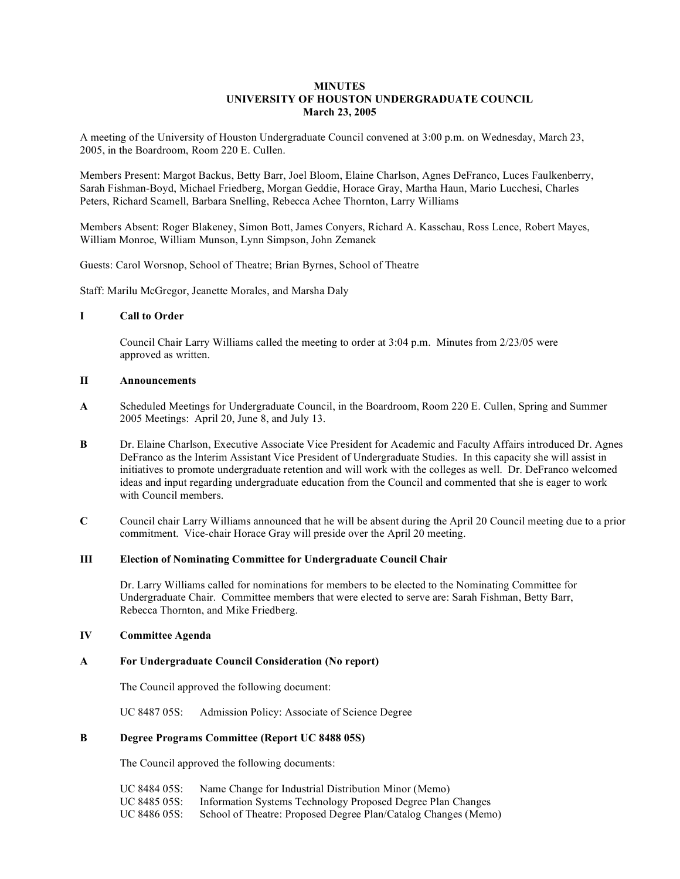# MINUTES
## UNIVERSITY OF HOUSTON UNDERGRADUATE COUNCIL
### March 23, 2005

A meeting of the University of Houston Undergraduate Council convened at 3:00 p.m. on Wednesday, March 23, 2005, in the Boardroom, Room 220 E. Cullen.

Members Present: Margot Backus, Betty Barr, Joel Bloom, Elaine Charlson, Agnes DeFranco, Luces Faulkenberry, Sarah Fishman-Boyd, Michael Friedberg, Morgan Geddie, Horace Gray, Martha Haun, Mario Lucchesi, Charles Peters, Richard Scamell, Barbara Snelling, Rebecca Achee Thornton, Larry Williams

Members Absent: Roger Blakeney, Simon Bott, James Conyers, Richard A. Kasschau, Ross Lence, Robert Mayes, William Monroe, William Munson, Lynn Simpson, John Zemanek

Guests: Carol Worsnop, School of Theatre; Brian Byrnes, School of Theatre

Staff: Marilu McGregor, Jeanette Morales, and Marsha Daly

**I Call to Order**

Council Chair Larry Williams called the meeting to order at 3:04 p.m. Minutes from 2/23/05 were approved as written.

**II Announcements**

**A** Scheduled Meetings for Undergraduate Council, in the Boardroom, Room 220 E. Cullen, Spring and Summer 2005 Meetings: April 20, June 8, and July 13.

**B** Dr. Elaine Charlson, Executive Associate Vice President for Academic and Faculty Affairs introduced Dr. Agnes DeFranco as the Interim Assistant Vice President of Undergraduate Studies. In this capacity she will assist in initiatives to promote undergraduate retention and will work with the colleges as well. Dr. DeFranco welcomed ideas and input regarding undergraduate education from the Council and commented that she is eager to work with Council members.

**C** Council chair Larry Williams announced that he will be absent during the April 20 Council meeting due to a prior commitment. Vice-chair Horace Gray will preside over the April 20 meeting.

**III Election of Nominating Committee for Undergraduate Council Chair**

Dr. Larry Williams called for nominations for members to be elected to the Nominating Committee for Undergraduate Chair. Committee members that were elected to serve are: Sarah Fishman, Betty Barr, Rebecca Thornton, and Mike Friedberg.

**IV Committee Agenda**

**A For Undergraduate Council Consideration (No report)**

The Council approved the following document:

UC 8487 05S: Admission Policy: Associate of Science Degree

**B Degree Programs Committee (Report UC 8488 05S)**

The Council approved the following documents:

UC 8484 05S: Name Change for Industrial Distribution Minor (Memo)
UC 8485 05S: Information Systems Technology Proposed Degree Plan Changes
UC 8486 05S: School of Theatre: Proposed Degree Plan/Catalog Changes (Memo)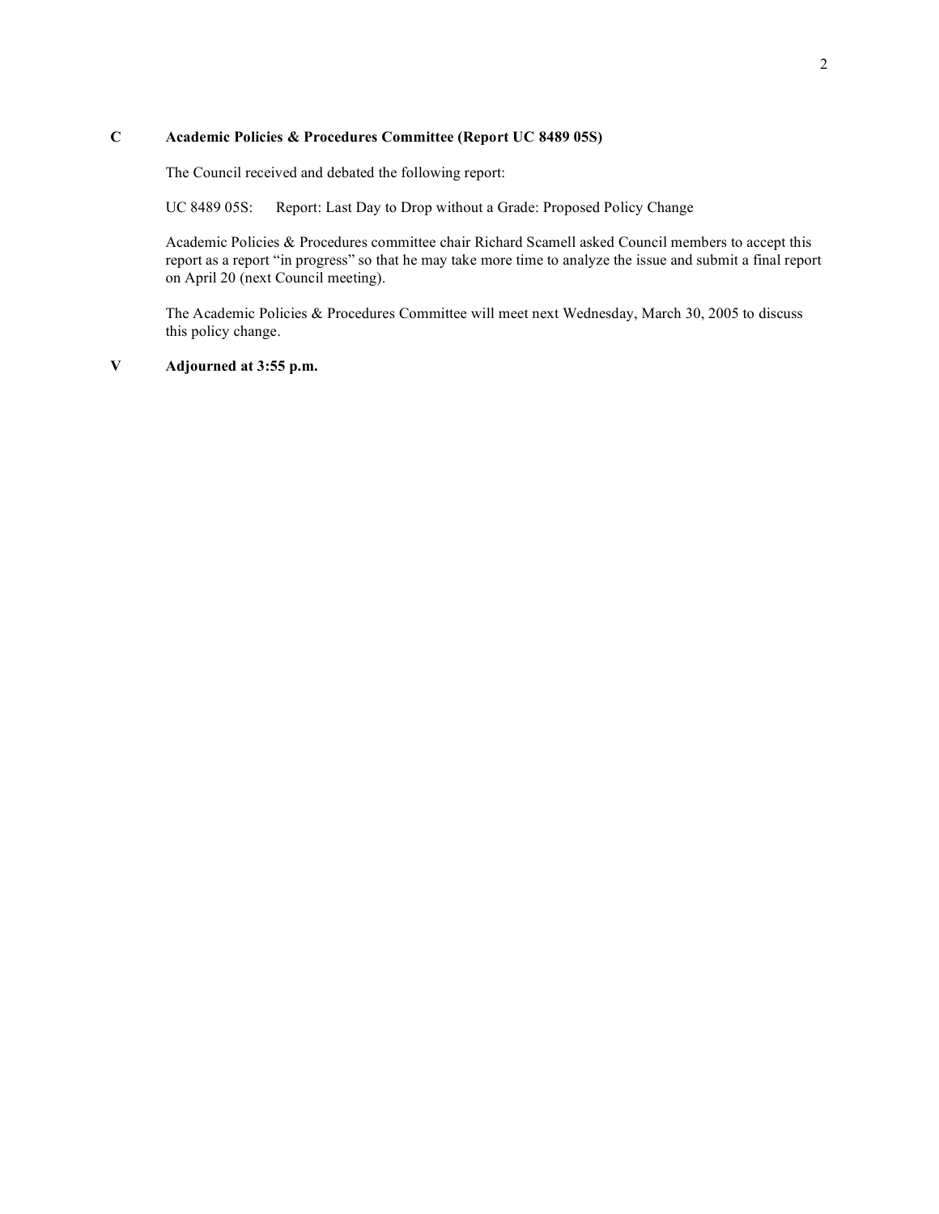**C Academic Policies & Procedures Committee (Report UC 8489 05S)**

The Council received and debated the following report:

UC 8489 05S: Report: Last Day to Drop without a Grade: Proposed Policy Change

Academic Policies & Procedures committee chair Richard Scamell asked Council members to accept this report as a report "in progress" so that he may take more time to analyze the issue and submit a final report on April 20 (next Council meeting).

The Academic Policies & Procedures Committee will meet next Wednesday, March 30, 2005 to discuss this policy change.

**V Adjourned at 3:55 p.m.**